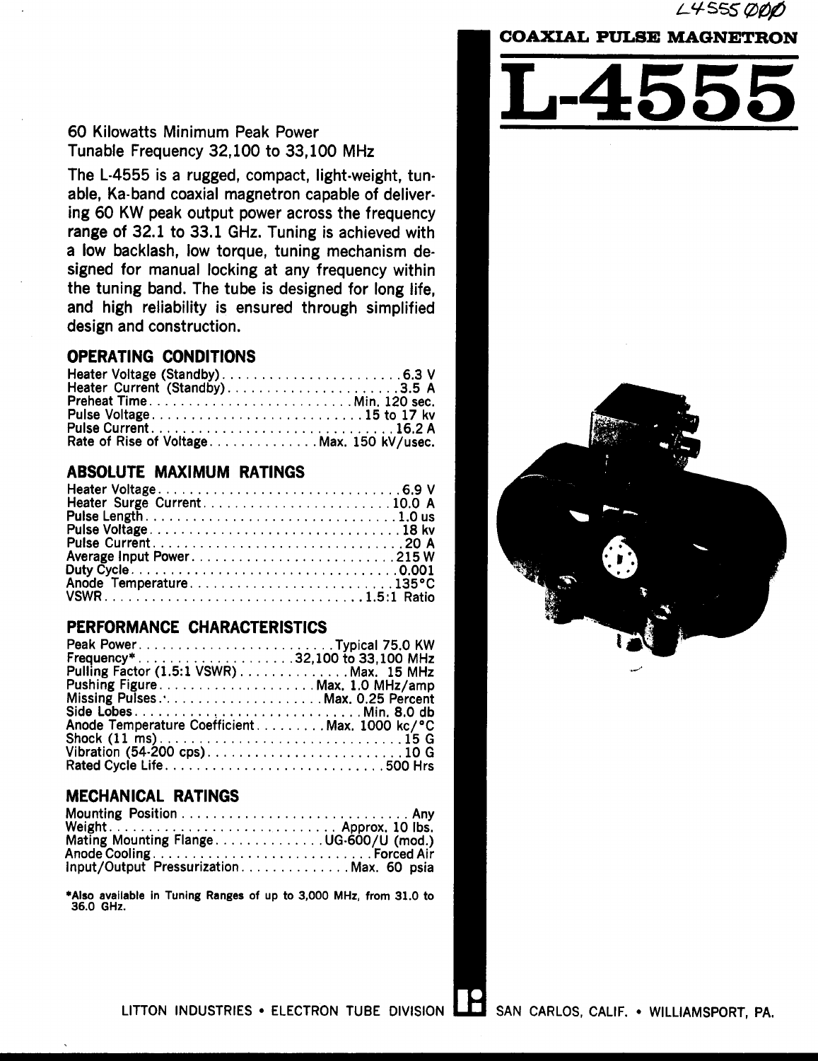L4555 ØØØ

COAXIAL PULSE MAGNETRON

# L-4555

60 Kilowatts Minimum Peak Power
Tunable Frequency 32,100 to 33,100 MHz

The L-4555 is a rugged, compact, light-weight, tunable, Ka-band coaxial magnetron capable of delivering 60 KW peak output power across the frequency range of 32.1 to 33.1 GHz. Tuning is achieved with a low backlash, low torque, tuning mechanism designed for manual locking at any frequency within the tuning band. The tube is designed for long life, and high reliability is ensured through simplified design and construction.

## OPERATING CONDITIONS

| | |
|---|---|
| Heater Voltage (Standby) | 6.3 V |
| Heater Current (Standby) | 3.5 A |
| Preheat Time | Min. 120 sec. |
| Pulse Voltage | 15 to 17 kv |
| Pulse Current | 16.2 A |
| Rate of Rise of Voltage | Max. 150 kV/usec. |

## ABSOLUTE MAXIMUM RATINGS

| | |
|---|---|
| Heater Voltage | 6.9 V |
| Heater Surge Current | 10.0 A |
| Pulse Length | 1.0 us |
| Pulse Voltage | 18 kv |
| Pulse Current | 20 A |
| Average Input Power | 215 W |
| Duty Cycle | 0.001 |
| Anode Temperature | 135°C |
| VSWR | 1.5:1 Ratio |

## PERFORMANCE CHARACTERISTICS

| | |
|---|---|
| Peak Power | Typical 75.0 KW |
| Frequency* | 32,100 to 33,100 MHz |
| Pulling Factor (1.5:1 VSWR) | Max. 15 MHz |
| Pushing Figure | Max. 1.0 MHz/amp |
| Missing Pulses | Max. 0.25 Percent |
| Side Lobes | Min. 8.0 db |
| Anode Temperature Coefficient | Max. 1000 kc/°C |
| Shock (11 ms) | 15 G |
| Vibration (54-200 cps) | 10 G |
| Rated Cycle Life | 500 Hrs |

## MECHANICAL RATINGS

| | |
|---|---|
| Mounting Position | Any |
| Weight | Approx. 10 lbs. |
| Mating Mounting Flange | UG-600/U (mod.) |
| Anode Cooling | Forced Air |
| Input/Output Pressurization | Max. 60 psia |

*Also available in Tuning Ranges of up to 3,000 MHz, from 31.0 to 36.0 GHz.

LITTON INDUSTRIES • ELECTRON TUBE DIVISION SAN CARLOS, CALIF. • WILLIAMSPORT, PA.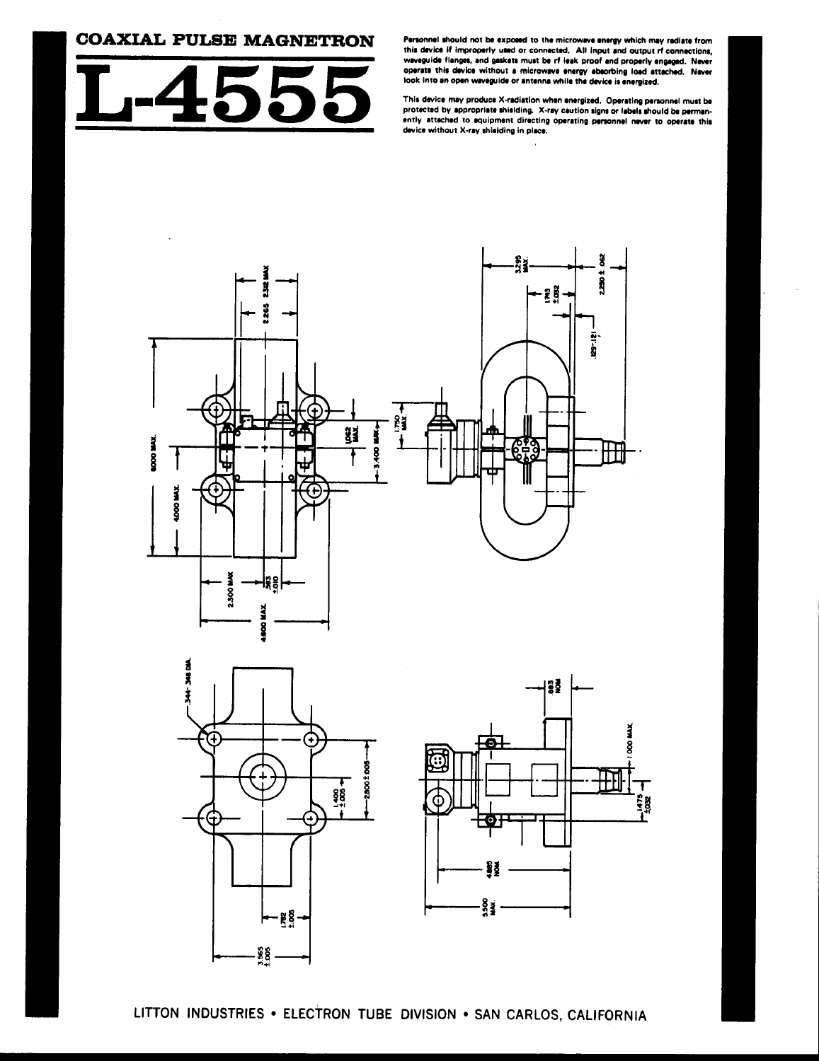# COAXIAL PULSE MAGNETRON

# L-4555

Personnel should not be exposed to the microwave energy which may radiate from this device if improperly used or connected. All input and output rf connections, waveguide flanges, and gaskets must be rf leak proof and properly engaged. Never operate this device without a microwave energy absorbing load attached. Never look into an open waveguide or antenna while the device is energized.

This device may produce X-radiation when energized. Operating personnel must be protected by appropriate shielding. X-ray caution signs or labels should be permanently attached to equipment directing operating personnel never to operate this device without X-ray shielding in place.

LITTON INDUSTRIES • ELECTRON TUBE DIVISION • SAN CARLOS, CALIFORNIA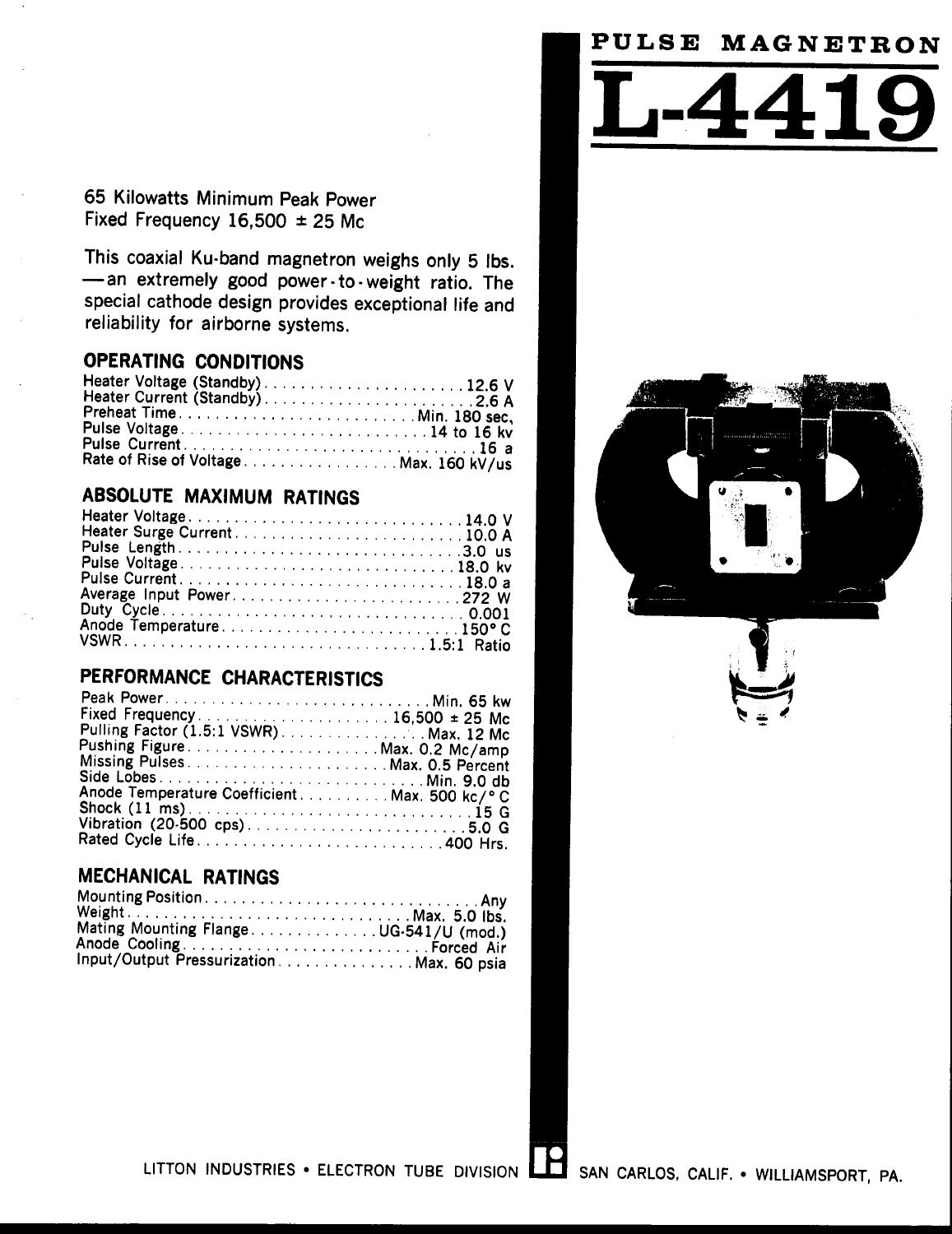# PULSE MAGNETRON

# L-4419

65 Kilowatts Minimum Peak Power
Fixed Frequency 16,500 ± 25 Mc

This coaxial Ku-band magnetron weighs only 5 lbs. —an extremely good power-to-weight ratio. The special cathode design provides exceptional life and reliability for airborne systems.

## OPERATING CONDITIONS

| | |
|---|---|
| Heater Voltage (Standby) | 12.6 V |
| Heater Current (Standby) | 2.6 A |
| Preheat Time | Min. 180 sec. |
| Pulse Voltage | 14 to 16 kv |
| Pulse Current | 16 a |
| Rate of Rise of Voltage | Max. 160 kV/us |

## ABSOLUTE MAXIMUM RATINGS

| | |
|---|---|
| Heater Voltage | 14.0 V |
| Heater Surge Current | 10.0 A |
| Pulse Length | 3.0 us |
| Pulse Voltage | 18.0 kv |
| Pulse Current | 18.0 a |
| Average Input Power | 272 W |
| Duty Cycle | 0.001 |
| Anode Temperature | 150° C |
| VSWR | 1.5:1 Ratio |

## PERFORMANCE CHARACTERISTICS

| | |
|---|---|
| Peak Power | Min. 65 kw |
| Fixed Frequency | 16,500 ± 25 Mc |
| Pulling Factor (1.5:1 VSWR) | Max. 12 Mc |
| Pushing Figure | Max. 0.2 Mc/amp |
| Missing Pulses | Max. 0.5 Percent |
| Side Lobes | Min. 9.0 db |
| Anode Temperature Coefficient | Max. 500 kc/° C |
| Shock (11 ms) | 15 G |
| Vibration (20-500 cps) | 5.0 G |
| Rated Cycle Life | 400 Hrs. |

## MECHANICAL RATINGS

| | |
|---|---|
| Mounting Position | Any |
| Weight | Max. 5.0 lbs. |
| Mating Mounting Flange | UG-541/U (mod.) |
| Anode Cooling | Forced Air |
| Input/Output Pressurization | Max. 60 psia |

LITTON INDUSTRIES • ELECTRON TUBE DIVISION SAN CARLOS, CALIF. • WILLIAMSPORT, PA.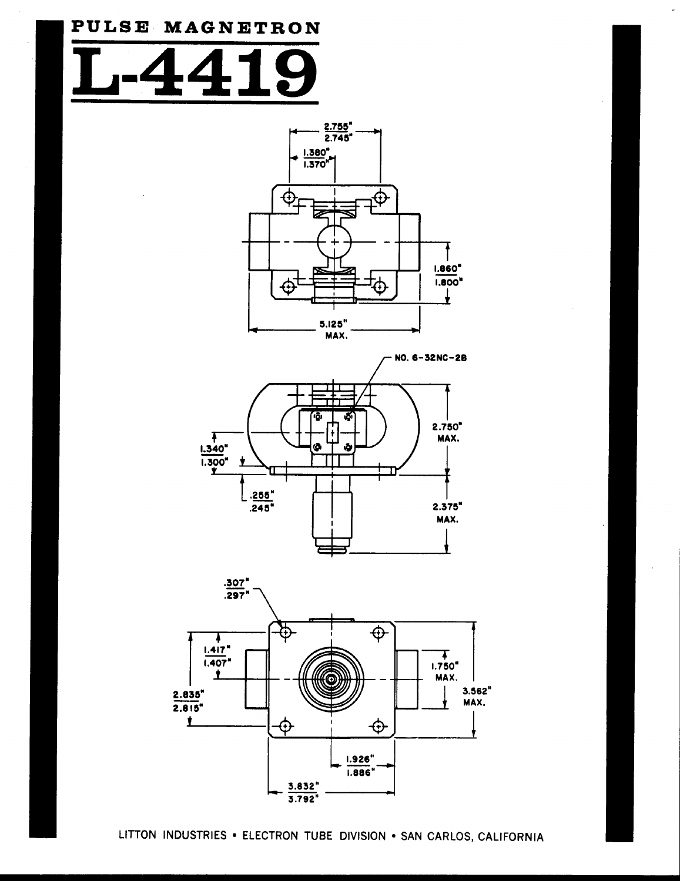# PULSE MAGNETRON

# L-4419

2.755" / 2.745"

1.380" / 1.370"

1.860" / 1.800"

5.125" MAX.

NO. 6-32NC-2B

2.750" MAX.

1.340" / 1.300"

.255" / .245"

2.375" MAX.

.307" / .297"

1.417" / 1.407"

2.835" / 2.815"

1.750" MAX.

3.562" MAX.

1.926" / 1.886"

3.832" / 3.792"

LITTON INDUSTRIES • ELECTRON TUBE DIVISION • SAN CARLOS, CALIFORNIA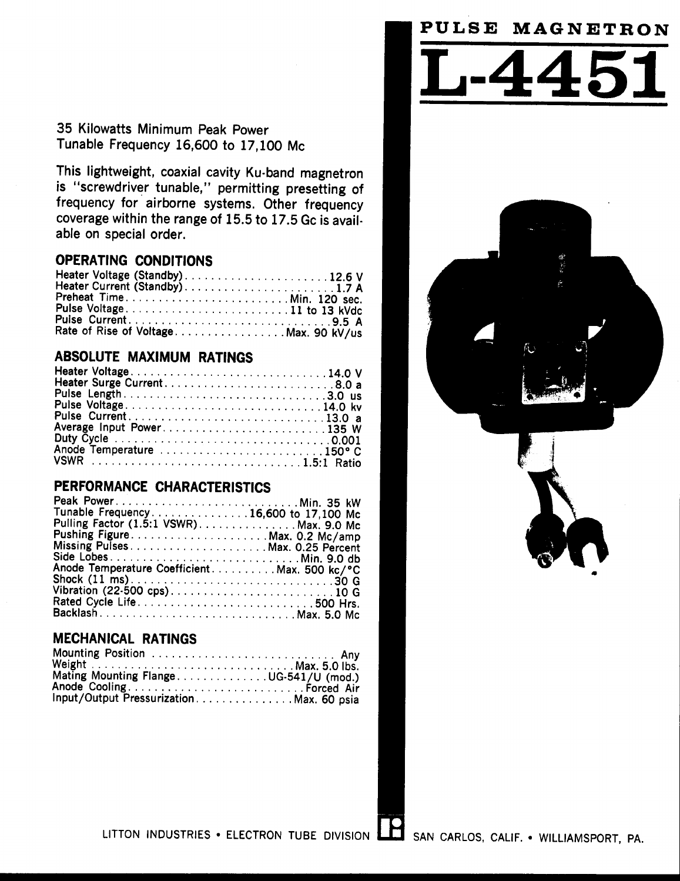# PULSE MAGNETRON

# L-4451

35 Kilowatts Minimum Peak Power
Tunable Frequency 16,600 to 17,100 Mc

This lightweight, coaxial cavity Ku-band magnetron is "screwdriver tunable," permitting presetting of frequency for airborne systems. Other frequency coverage within the range of 15.5 to 17.5 Gc is available on special order.

## OPERATING CONDITIONS

| | |
|---|---|
| Heater Voltage (Standby) | 12.6 V |
| Heater Current (Standby) | 1.7 A |
| Preheat Time | Min. 120 sec. |
| Pulse Voltage | 11 to 13 kVdc |
| Pulse Current | 9.5 A |
| Rate of Rise of Voltage | Max. 90 kV/us |

## ABSOLUTE MAXIMUM RATINGS

| | |
|---|---|
| Heater Voltage | 14.0 V |
| Heater Surge Current | 8.0 a |
| Pulse Length | 3.0 us |
| Pulse Voltage | 14.0 kv |
| Pulse Current | 13.0 a |
| Average Input Power | 135 W |
| Duty Cycle | 0.001 |
| Anode Temperature | 150° C |
| VSWR | 1.5:1 Ratio |

## PERFORMANCE CHARACTERISTICS

| | |
|---|---|
| Peak Power | Min. 35 kW |
| Tunable Frequency | 16,600 to 17,100 Mc |
| Pulling Factor (1.5:1 VSWR) | Max. 9.0 Mc |
| Pushing Figure | Max. 0.2 Mc/amp |
| Missing Pulses | Max. 0.25 Percent |
| Side Lobes | Min. 9.0 db |
| Anode Temperature Coefficient | Max. 500 kc/°C |
| Shock (11 ms) | 30 G |
| Vibration (22-500 cps) | 10 G |
| Rated Cycle Life | 500 Hrs. |
| Backlash | Max. 5.0 Mc |

## MECHANICAL RATINGS

| | |
|---|---|
| Mounting Position | Any |
| Weight | Max. 5.0 lbs. |
| Mating Mounting Flange | UG-541/U (mod.) |
| Anode Cooling | Forced Air |
| Input/Output Pressurization | Max. 60 psia |

LITTON INDUSTRIES • ELECTRON TUBE DIVISION • SAN CARLOS, CALIF. • WILLIAMSPORT, PA.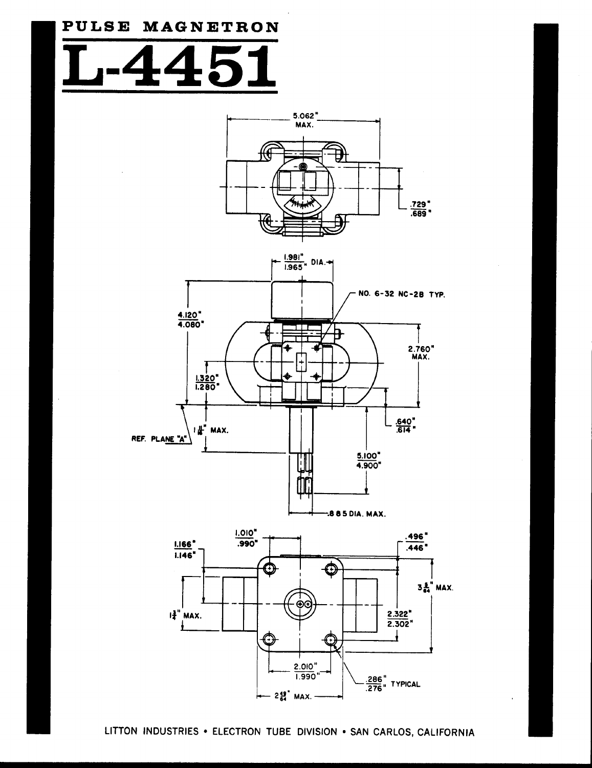# PULSE MAGNETRON

# L-4451

5.062"
MAX.

.729"
.689"

1.981"
1.965" DIA.

NO. 6-32 NC-2B TYP.

4.120"
4.080"

2.760"
MAX.

1.320"
1.280"

REF. PLANE "A"

1 11/16" MAX.

.640"
.614"

5.100"
4.900"

.885 DIA. MAX.

1.010"
.990"

1.166"
1.146"

.496"
.446"

3 5/64" MAX.

1 3/4" MAX.

2.322"
2.302"

2.010"
1.990"

.286"
.276" TYPICAL

2 49/64" MAX.

LITTON INDUSTRIES • ELECTRON TUBE DIVISION • SAN CARLOS, CALIFORNIA